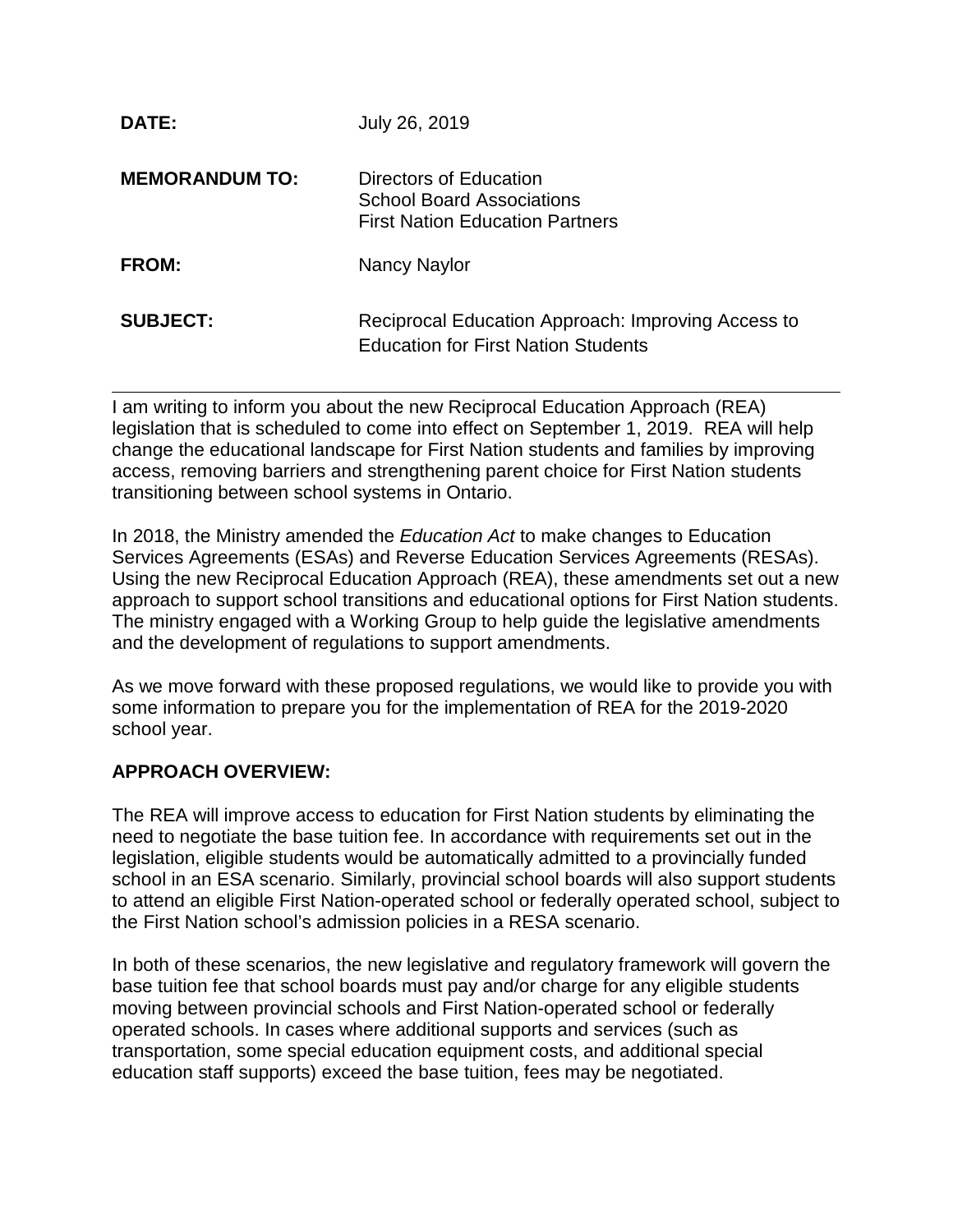**DATE:** July 26, 2019

**MEMORANDUM TO:** Directors of Education
School Board Associations
First Nation Education Partners

**FROM:** Nancy Naylor

**SUBJECT:** Reciprocal Education Approach: Improving Access to Education for First Nation Students

---

I am writing to inform you about the new Reciprocal Education Approach (REA) legislation that is scheduled to come into effect on September 1, 2019. REA will help change the educational landscape for First Nation students and families by improving access, removing barriers and strengthening parent choice for First Nation students transitioning between school systems in Ontario.

In 2018, the Ministry amended the *Education Act* to make changes to Education Services Agreements (ESAs) and Reverse Education Services Agreements (RESAs). Using the new Reciprocal Education Approach (REA), these amendments set out a new approach to support school transitions and educational options for First Nation students. The ministry engaged with a Working Group to help guide the legislative amendments and the development of regulations to support amendments.

As we move forward with these proposed regulations, we would like to provide you with some information to prepare you for the implementation of REA for the 2019-2020 school year.

**APPROACH OVERVIEW:**

The REA will improve access to education for First Nation students by eliminating the need to negotiate the base tuition fee. In accordance with requirements set out in the legislation, eligible students would be automatically admitted to a provincially funded school in an ESA scenario. Similarly, provincial school boards will also support students to attend an eligible First Nation-operated school or federally operated school, subject to the First Nation school's admission policies in a RESA scenario.

In both of these scenarios, the new legislative and regulatory framework will govern the base tuition fee that school boards must pay and/or charge for any eligible students moving between provincial schools and First Nation-operated school or federally operated schools. In cases where additional supports and services (such as transportation, some special education equipment costs, and additional special education staff supports) exceed the base tuition, fees may be negotiated.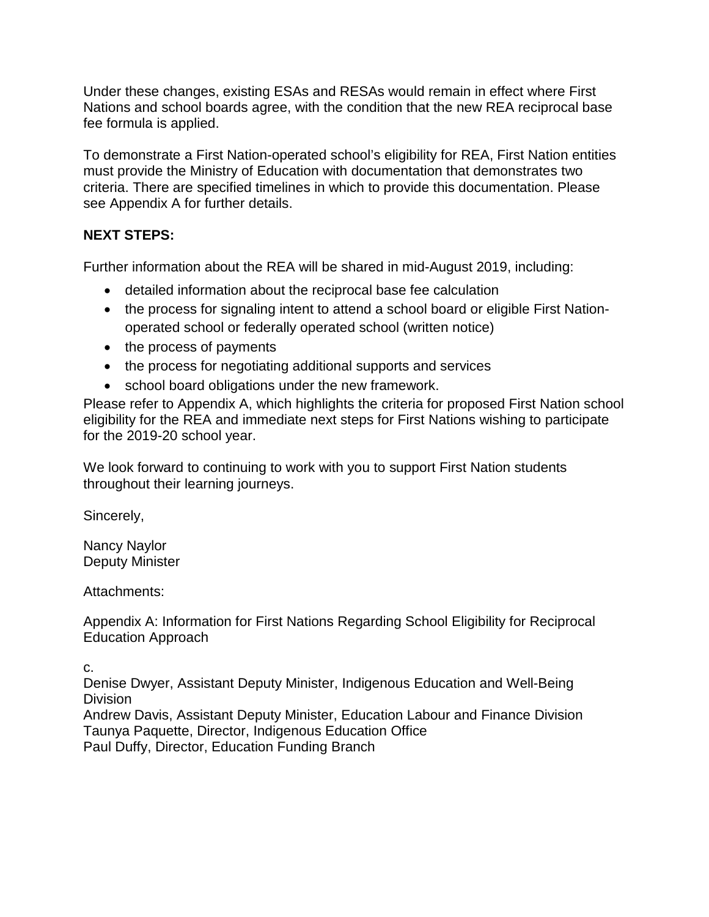Under these changes, existing ESAs and RESAs would remain in effect where First Nations and school boards agree, with the condition that the new REA reciprocal base fee formula is applied.

To demonstrate a First Nation-operated school's eligibility for REA, First Nation entities must provide the Ministry of Education with documentation that demonstrates two criteria. There are specified timelines in which to provide this documentation. Please see Appendix A for further details.

**NEXT STEPS:**

Further information about the REA will be shared in mid-August 2019, including:

- detailed information about the reciprocal base fee calculation
- the process for signaling intent to attend a school board or eligible First Nation-operated school or federally operated school (written notice)
- the process of payments
- the process for negotiating additional supports and services
- school board obligations under the new framework.

Please refer to Appendix A, which highlights the criteria for proposed First Nation school eligibility for the REA and immediate next steps for First Nations wishing to participate for the 2019-20 school year.

We look forward to continuing to work with you to support First Nation students throughout their learning journeys.

Sincerely,

Nancy Naylor
Deputy Minister

Attachments:

Appendix A: Information for First Nations Regarding School Eligibility for Reciprocal Education Approach

c.
Denise Dwyer, Assistant Deputy Minister, Indigenous Education and Well-Being Division
Andrew Davis, Assistant Deputy Minister, Education Labour and Finance Division
Taunya Paquette, Director, Indigenous Education Office
Paul Duffy, Director, Education Funding Branch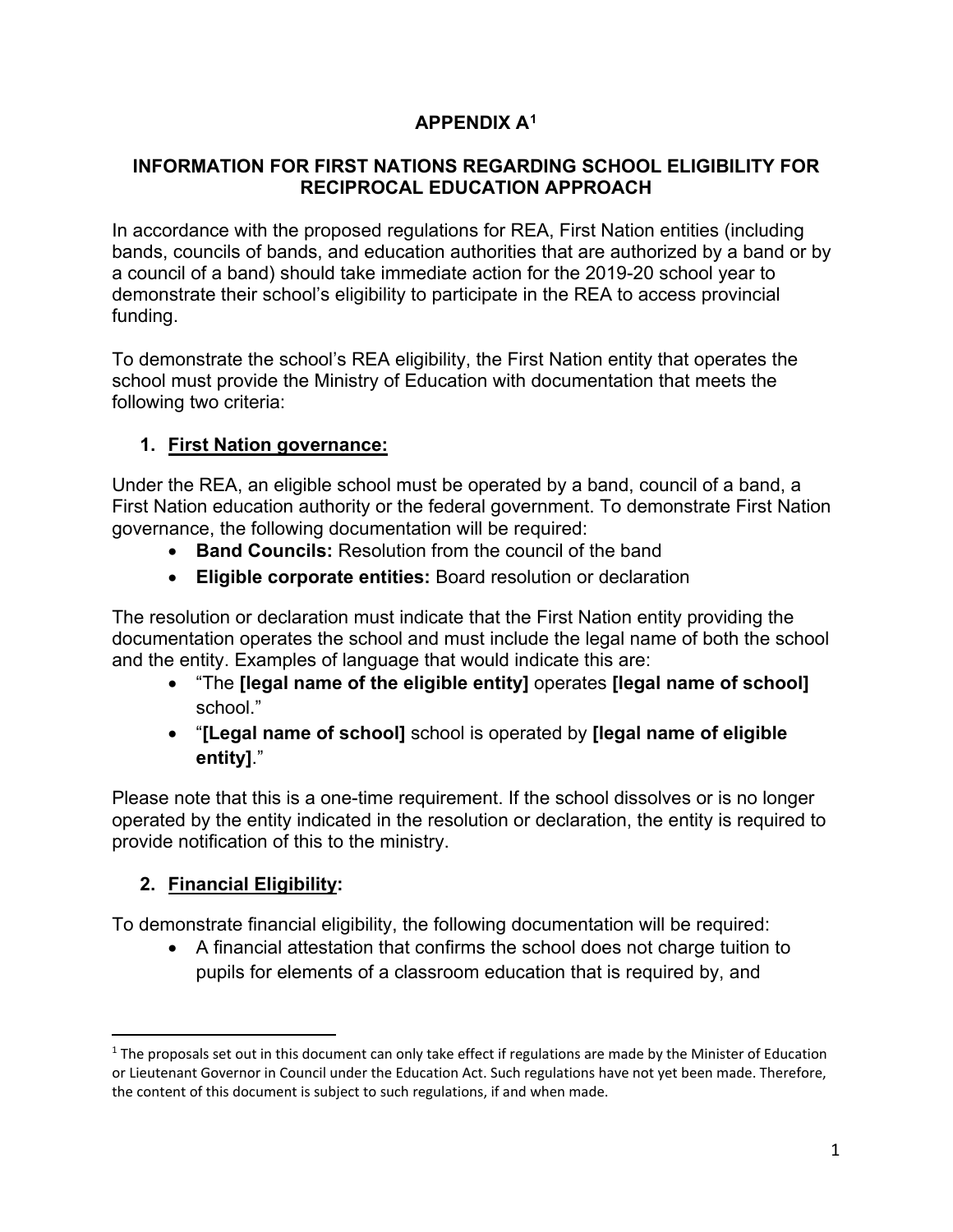# APPENDIX A[1]

## INFORMATION FOR FIRST NATIONS REGARDING SCHOOL ELIGIBILITY FOR RECIPROCAL EDUCATION APPROACH

In accordance with the proposed regulations for REA, First Nation entities (including bands, councils of bands, and education authorities that are authorized by a band or by a council of a band) should take immediate action for the 2019-20 school year to demonstrate their school's eligibility to participate in the REA to access provincial funding.

To demonstrate the school's REA eligibility, the First Nation entity that operates the school must provide the Ministry of Education with documentation that meets the following two criteria:

### 1. First Nation governance:

Under the REA, an eligible school must be operated by a band, council of a band, a First Nation education authority or the federal government. To demonstrate First Nation governance, the following documentation will be required:

- **Band Councils:** Resolution from the council of the band
- **Eligible corporate entities:** Board resolution or declaration

The resolution or declaration must indicate that the First Nation entity providing the documentation operates the school and must include the legal name of both the school and the entity. Examples of language that would indicate this are:

- "The **[legal name of the eligible entity]** operates **[legal name of school]** school."
- "**[Legal name of school]** school is operated by **[legal name of eligible entity]**."

Please note that this is a one-time requirement. If the school dissolves or is no longer operated by the entity indicated in the resolution or declaration, the entity is required to provide notification of this to the ministry.

### 2. Financial Eligibility:

To demonstrate financial eligibility, the following documentation will be required:

- A financial attestation that confirms the school does not charge tuition to pupils for elements of a classroom education that is required by, and

[1] The proposals set out in this document can only take effect if regulations are made by the Minister of Education or Lieutenant Governor in Council under the Education Act. Such regulations have not yet been made. Therefore, the content of this document is subject to such regulations, if and when made.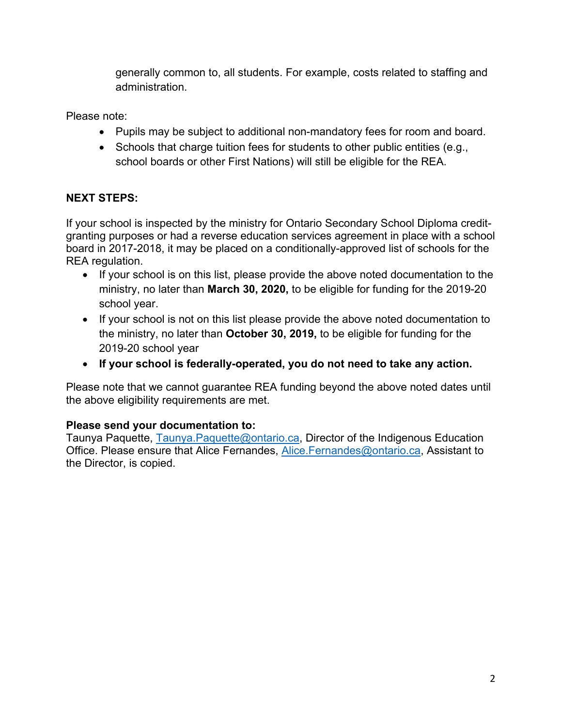generally common to, all students. For example, costs related to staffing and administration.

Please note:

- Pupils may be subject to additional non-mandatory fees for room and board.
- Schools that charge tuition fees for students to other public entities (e.g., school boards or other First Nations) will still be eligible for the REA.

**NEXT STEPS:**

If your school is inspected by the ministry for Ontario Secondary School Diploma credit-granting purposes or had a reverse education services agreement in place with a school board in 2017-2018, it may be placed on a conditionally-approved list of schools for the REA regulation.

- If your school is on this list, please provide the above noted documentation to the ministry, no later than **March 30, 2020,** to be eligible for funding for the 2019-20 school year.
- If your school is not on this list please provide the above noted documentation to the ministry, no later than **October 30, 2019,** to be eligible for funding for the 2019-20 school year
- **If your school is federally-operated, you do not need to take any action.**

Please note that we cannot guarantee REA funding beyond the above noted dates until the above eligibility requirements are met.

**Please send your documentation to:**
Taunya Paquette, Taunya.Paquette@ontario.ca, Director of the Indigenous Education Office. Please ensure that Alice Fernandes, Alice.Fernandes@ontario.ca, Assistant to the Director, is copied.